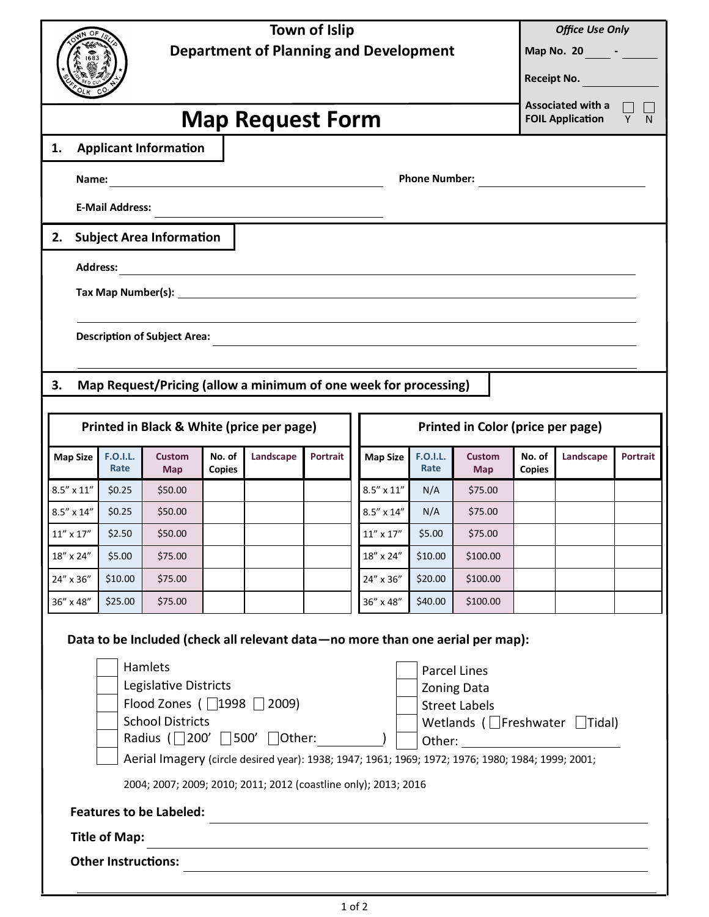# Town of Islip
## Department of Planning and Development

*Office Use Only*

Map No. 20____ - ______

Receipt No. __________

Associated with a FOIL Application ☐ Y ☐ N

# Map Request Form

## 1. Applicant Information

**Name:** ______________________________ **Phone Number:** ______________________

**E-Mail Address:** ______________________________

## 2. Subject Area Information

**Address:** ____________________________________________________________

**Tax Map Number(s):** ____________________________________________________________

____________________________________________________________

**Description of Subject Area:** ____________________________________________________________

____________________________________________________________

## 3. Map Request/Pricing (allow a minimum of one week for processing)

**Printed in Black & White (price per page)**

| Map Size | F.O.I.L. Rate | Custom Map | No. of Copies | Landscape | Portrait |
|---|---|---|---|---|---|
| 8.5" x 11" | $0.25 | $50.00 | | | |
| 8.5" x 14" | $0.25 | $50.00 | | | |
| 11" x 17" | $2.50 | $50.00 | | | |
| 18" x 24" | $5.00 | $75.00 | | | |
| 24" x 36" | $10.00 | $75.00 | | | |
| 36" x 48" | $25.00 | $75.00 | | | |

**Printed in Color (price per page)**

| Map Size | F.O.I.L. Rate | Custom Map | No. of Copies | Landscape | Portrait |
|---|---|---|---|---|---|
| 8.5" x 11" | N/A | $75.00 | | | |
| 8.5" x 14" | N/A | $75.00 | | | |
| 11" x 17" | $5.00 | $75.00 | | | |
| 18" x 24" | $10.00 | $100.00 | | | |
| 24" x 36" | $20.00 | $100.00 | | | |
| 36" x 48" | $40.00 | $100.00 | | | |

**Data to be Included (check all relevant data—no more than one aerial per map):**

- ☐ Hamlets
- ☐ Legislative Districts
- ☐ Flood Zones ( ☐1998 ☐ 2009)
- ☐ School Districts
- ☐ Radius ( ☐200' ☐500' ☐Other:__________)
- ☐ Aerial Imagery (circle desired year): 1938; 1947; 1961; 1969; 1972; 1976; 1980; 1984; 1999; 2001; 2004; 2007; 2009; 2010; 2011; 2012 (coastline only); 2013; 2016
- ☐ Parcel Lines
- ☐ Zoning Data
- ☐ Street Labels
- ☐ Wetlands ( ☐Freshwater ☐Tidal)
- ☐ Other: ______________________

**Features to be Labeled:** ____________________________________________________________

**Title of Map:** ____________________________________________________________

**Other Instructions:** ____________________________________________________________

____________________________________________________________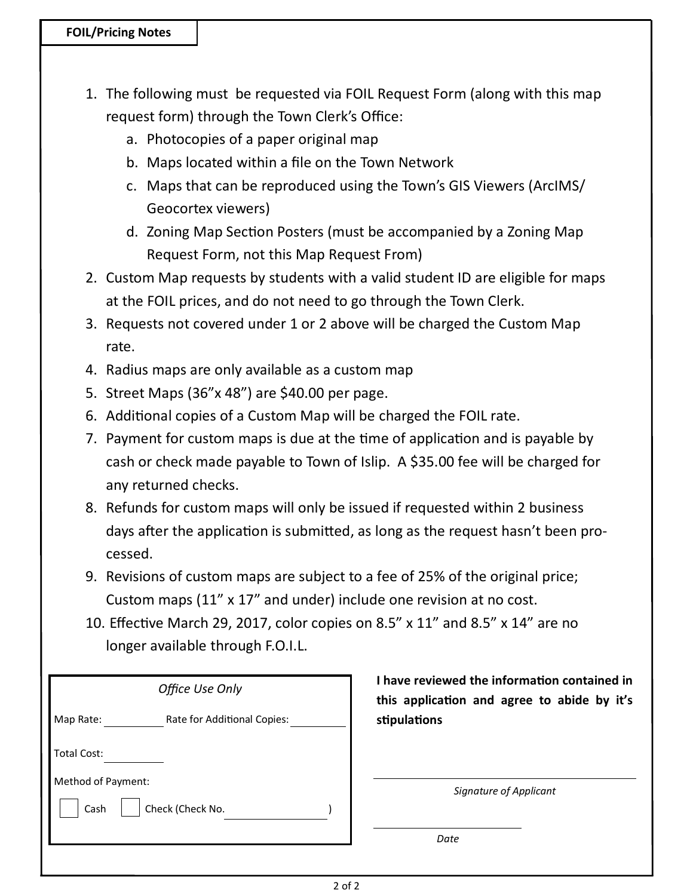## FOIL/Pricing Notes

1. The following must  be requested via FOIL Request Form (along with this map request form) through the Town Clerk's Office:
   a. Photocopies of a paper original map
   b. Maps located within a file on the Town Network
   c. Maps that can be reproduced using the Town's GIS Viewers (ArcIMS/ Geocortex viewers)
   d. Zoning Map Section Posters (must be accompanied by a Zoning Map Request Form, not this Map Request From)
2. Custom Map requests by students with a valid student ID are eligible for maps at the FOIL prices, and do not need to go through the Town Clerk.
3. Requests not covered under 1 or 2 above will be charged the Custom Map rate.
4. Radius maps are only available as a custom map
5. Street Maps (36"x 48") are $40.00 per page.
6. Additional copies of a Custom Map will be charged the FOIL rate.
7. Payment for custom maps is due at the time of application and is payable by cash or check made payable to Town of Islip.  A $35.00 fee will be charged for any returned checks.
8. Refunds for custom maps will only be issued if requested within 2 business days after the application is submitted, as long as the request hasn't been processed.
9. Revisions of custom maps are subject to a fee of 25% of the original price; Custom maps (11" x 17" and under) include one revision at no cost.
10. Effective March 29, 2017, color copies on 8.5" x 11" and 8.5" x 14" are no longer available through F.O.I.L.

*Office Use Only*

Map Rate: ________ Rate for Additional Copies: ________

Total Cost: ________

Method of Payment:

☐ Cash ☐ Check (Check No. ____________ )

**I have reviewed the information contained in this application and agree to abide by it's stipulations**

______________________________
*Signature of Applicant*

______________________________
*Date*